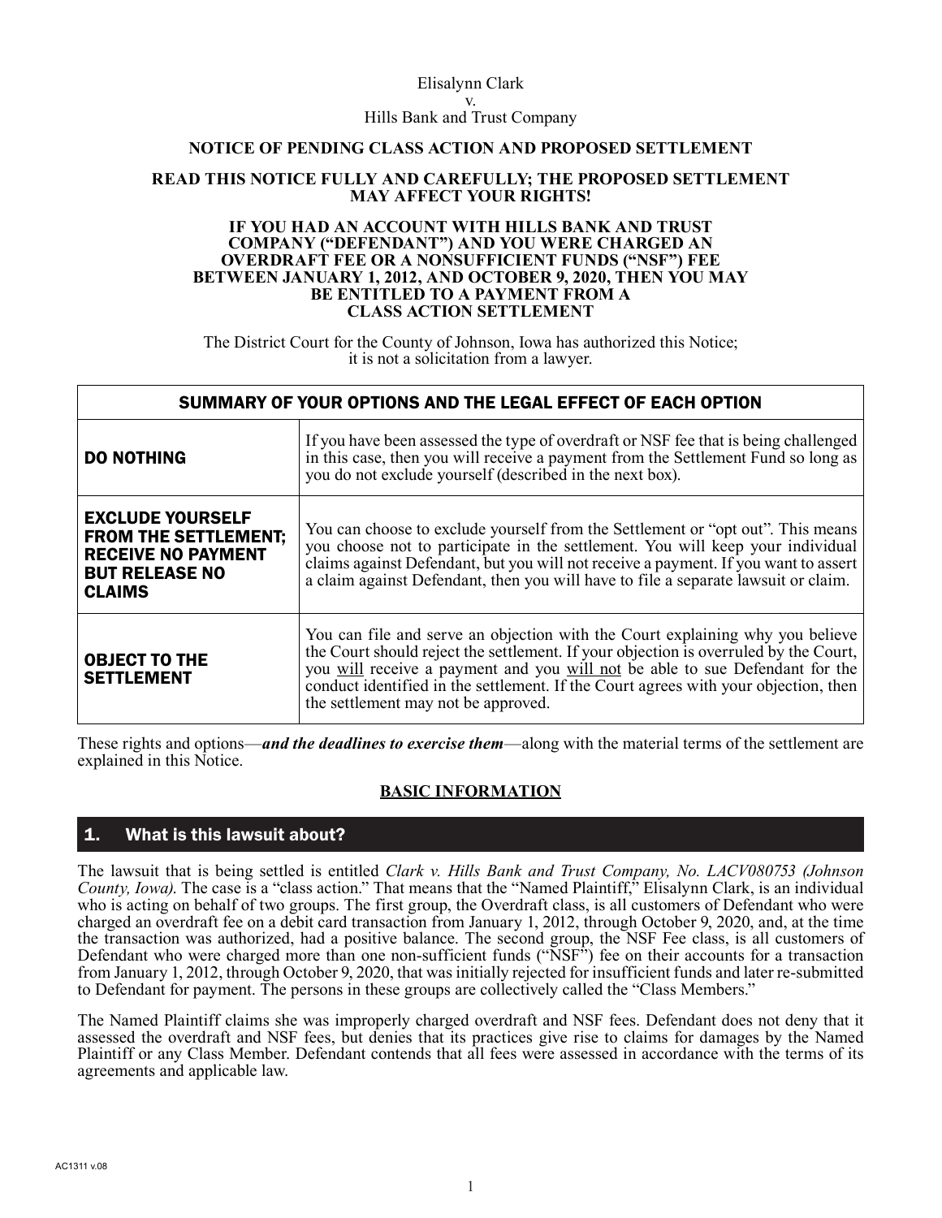Elisalynn Clark
v.
Hills Bank and Trust Company

## NOTICE OF PENDING CLASS ACTION AND PROPOSED SETTLEMENT

**READ THIS NOTICE FULLY AND CAREFULLY; THE PROPOSED SETTLEMENT MAY AFFECT YOUR RIGHTS!**

**IF YOU HAD AN ACCOUNT WITH HILLS BANK AND TRUST COMPANY ("DEFENDANT") AND YOU WERE CHARGED AN OVERDRAFT FEE OR A NONSUFFICIENT FUNDS ("NSF") FEE BETWEEN JANUARY 1, 2012, AND OCTOBER 9, 2020, THEN YOU MAY BE ENTITLED TO A PAYMENT FROM A CLASS ACTION SETTLEMENT**

The District Court for the County of Johnson, Iowa has authorized this Notice; it is not a solicitation from a lawyer.

| SUMMARY OF YOUR OPTIONS AND THE LEGAL EFFECT OF EACH OPTION | |
|---|---|
| **DO NOTHING** | If you have been assessed the type of overdraft or NSF fee that is being challenged in this case, then you will receive a payment from the Settlement Fund so long as you do not exclude yourself (described in the next box). |
| **EXCLUDE YOURSELF FROM THE SETTLEMENT; RECEIVE NO PAYMENT BUT RELEASE NO CLAIMS** | You can choose to exclude yourself from the Settlement or "opt out". This means you choose not to participate in the settlement. You will keep your individual claims against Defendant, but you will not receive a payment. If you want to assert a claim against Defendant, then you will have to file a separate lawsuit or claim. |
| **OBJECT TO THE SETTLEMENT** | You can file and serve an objection with the Court explaining why you believe the Court should reject the settlement. If your objection is overruled by the Court, you will receive a payment and you will not be able to sue Defendant for the conduct identified in the settlement. If the Court agrees with your objection, then the settlement may not be approved. |

These rights and options—***and the deadlines to exercise them***—along with the material terms of the settlement are explained in this Notice.

## BASIC INFORMATION

### 1. What is this lawsuit about?

The lawsuit that is being settled is entitled *Clark v. Hills Bank and Trust Company, No. LACV080753 (Johnson County, Iowa).* The case is a "class action." That means that the "Named Plaintiff," Elisalynn Clark, is an individual who is acting on behalf of two groups. The first group, the Overdraft class, is all customers of Defendant who were charged an overdraft fee on a debit card transaction from January 1, 2012, through October 9, 2020, and, at the time the transaction was authorized, had a positive balance. The second group, the NSF Fee class, is all customers of Defendant who were charged more than one non-sufficient funds ("NSF") fee on their accounts for a transaction from January 1, 2012, through October 9, 2020, that was initially rejected for insufficient funds and later re-submitted to Defendant for payment. The persons in these groups are collectively called the "Class Members."

The Named Plaintiff claims she was improperly charged overdraft and NSF fees. Defendant does not deny that it assessed the overdraft and NSF fees, but denies that its practices give rise to claims for damages by the Named Plaintiff or any Class Member. Defendant contends that all fees were assessed in accordance with the terms of its agreements and applicable law.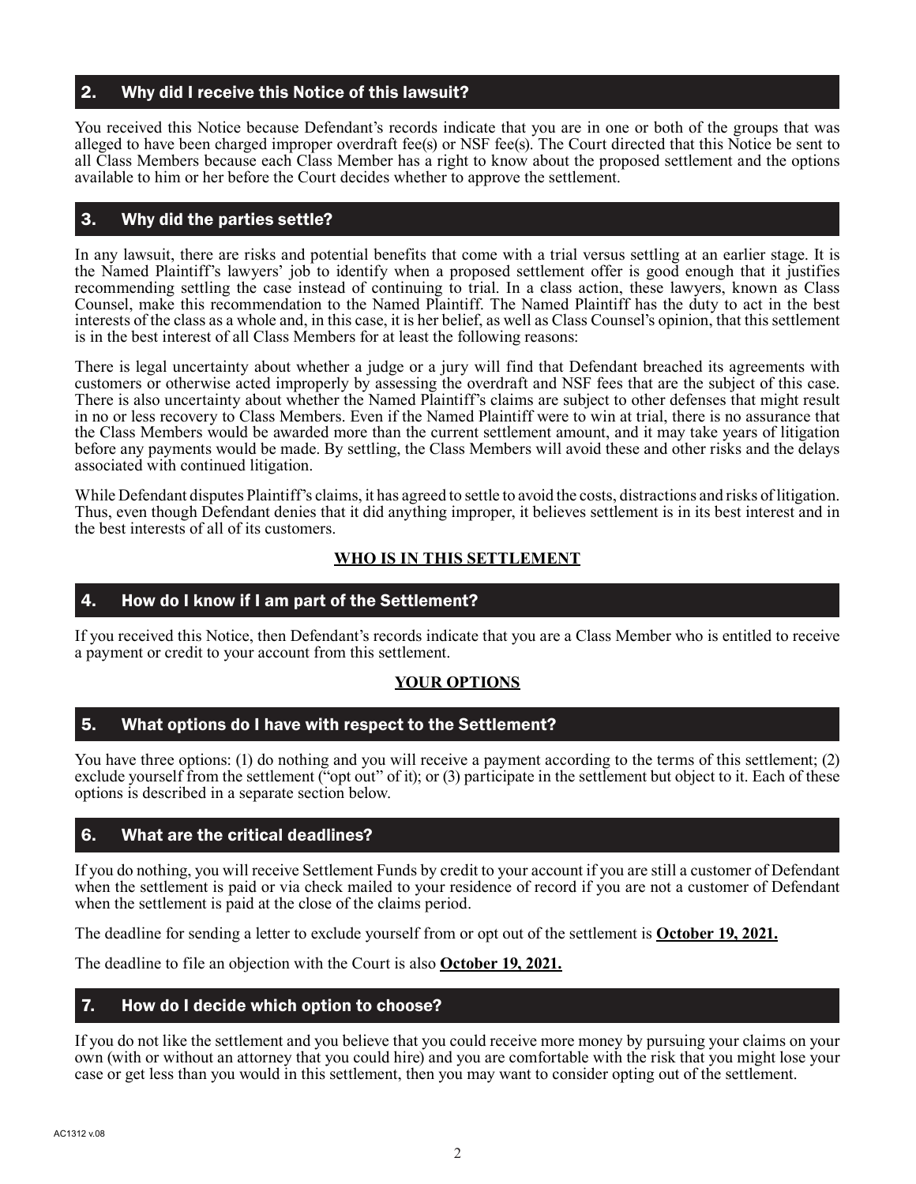## 2. Why did I receive this Notice of this lawsuit?

You received this Notice because Defendant's records indicate that you are in one or both of the groups that was alleged to have been charged improper overdraft fee(s) or NSF fee(s). The Court directed that this Notice be sent to all Class Members because each Class Member has a right to know about the proposed settlement and the options available to him or her before the Court decides whether to approve the settlement.

## 3. Why did the parties settle?

In any lawsuit, there are risks and potential benefits that come with a trial versus settling at an earlier stage. It is the Named Plaintiff's lawyers' job to identify when a proposed settlement offer is good enough that it justifies recommending settling the case instead of continuing to trial. In a class action, these lawyers, known as Class Counsel, make this recommendation to the Named Plaintiff. The Named Plaintiff has the duty to act in the best interests of the class as a whole and, in this case, it is her belief, as well as Class Counsel's opinion, that this settlement is in the best interest of all Class Members for at least the following reasons:

There is legal uncertainty about whether a judge or a jury will find that Defendant breached its agreements with customers or otherwise acted improperly by assessing the overdraft and NSF fees that are the subject of this case. There is also uncertainty about whether the Named Plaintiff's claims are subject to other defenses that might result in no or less recovery to Class Members. Even if the Named Plaintiff were to win at trial, there is no assurance that the Class Members would be awarded more than the current settlement amount, and it may take years of litigation before any payments would be made. By settling, the Class Members will avoid these and other risks and the delays associated with continued litigation.

While Defendant disputes Plaintiff's claims, it has agreed to settle to avoid the costs, distractions and risks of litigation. Thus, even though Defendant denies that it did anything improper, it believes settlement is in its best interest and in the best interests of all of its customers.

**WHO IS IN THIS SETTLEMENT**

## 4. How do I know if I am part of the Settlement?

If you received this Notice, then Defendant's records indicate that you are a Class Member who is entitled to receive a payment or credit to your account from this settlement.

**YOUR OPTIONS**

## 5. What options do I have with respect to the Settlement?

You have three options: (1) do nothing and you will receive a payment according to the terms of this settlement; (2) exclude yourself from the settlement ("opt out" of it); or (3) participate in the settlement but object to it. Each of these options is described in a separate section below.

## 6. What are the critical deadlines?

If you do nothing, you will receive Settlement Funds by credit to your account if you are still a customer of Defendant when the settlement is paid or via check mailed to your residence of record if you are not a customer of Defendant when the settlement is paid at the close of the claims period.

The deadline for sending a letter to exclude yourself from or opt out of the settlement is **October 19, 2021.**

The deadline to file an objection with the Court is also **October 19, 2021.**

## 7. How do I decide which option to choose?

If you do not like the settlement and you believe that you could receive more money by pursuing your claims on your own (with or without an attorney that you could hire) and you are comfortable with the risk that you might lose your case or get less than you would in this settlement, then you may want to consider opting out of the settlement.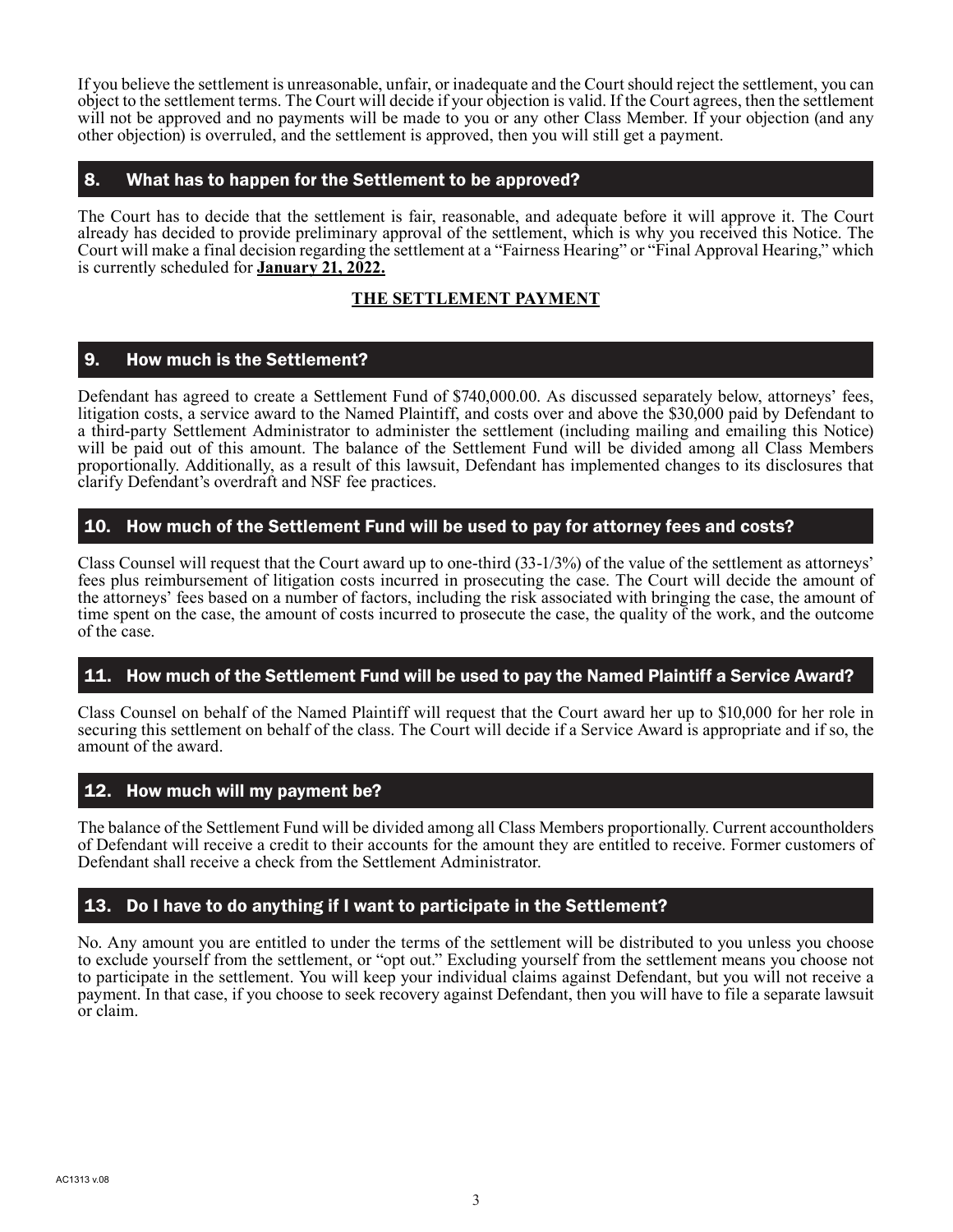If you believe the settlement is unreasonable, unfair, or inadequate and the Court should reject the settlement, you can object to the settlement terms. The Court will decide if your objection is valid. If the Court agrees, then the settlement will not be approved and no payments will be made to you or any other Class Member. If your objection (and any other objection) is overruled, and the settlement is approved, then you will still get a payment.

## 8. What has to happen for the Settlement to be approved?

The Court has to decide that the settlement is fair, reasonable, and adequate before it will approve it. The Court already has decided to provide preliminary approval of the settlement, which is why you received this Notice. The Court will make a final decision regarding the settlement at a "Fairness Hearing" or "Final Approval Hearing," which is currently scheduled for **January 21, 2022.**

**THE SETTLEMENT PAYMENT**

## 9. How much is the Settlement?

Defendant has agreed to create a Settlement Fund of $740,000.00. As discussed separately below, attorneys' fees, litigation costs, a service award to the Named Plaintiff, and costs over and above the $30,000 paid by Defendant to a third-party Settlement Administrator to administer the settlement (including mailing and emailing this Notice) will be paid out of this amount. The balance of the Settlement Fund will be divided among all Class Members proportionally. Additionally, as a result of this lawsuit, Defendant has implemented changes to its disclosures that clarify Defendant's overdraft and NSF fee practices.

## 10. How much of the Settlement Fund will be used to pay for attorney fees and costs?

Class Counsel will request that the Court award up to one-third (33-1/3%) of the value of the settlement as attorneys' fees plus reimbursement of litigation costs incurred in prosecuting the case. The Court will decide the amount of the attorneys' fees based on a number of factors, including the risk associated with bringing the case, the amount of time spent on the case, the amount of costs incurred to prosecute the case, the quality of the work, and the outcome of the case.

## 11. How much of the Settlement Fund will be used to pay the Named Plaintiff a Service Award?

Class Counsel on behalf of the Named Plaintiff will request that the Court award her up to $10,000 for her role in securing this settlement on behalf of the class. The Court will decide if a Service Award is appropriate and if so, the amount of the award.

## 12. How much will my payment be?

The balance of the Settlement Fund will be divided among all Class Members proportionally. Current accountholders of Defendant will receive a credit to their accounts for the amount they are entitled to receive. Former customers of Defendant shall receive a check from the Settlement Administrator.

## 13. Do I have to do anything if I want to participate in the Settlement?

No. Any amount you are entitled to under the terms of the settlement will be distributed to you unless you choose to exclude yourself from the settlement, or "opt out." Excluding yourself from the settlement means you choose not to participate in the settlement. You will keep your individual claims against Defendant, but you will not receive a payment. In that case, if you choose to seek recovery against Defendant, then you will have to file a separate lawsuit or claim.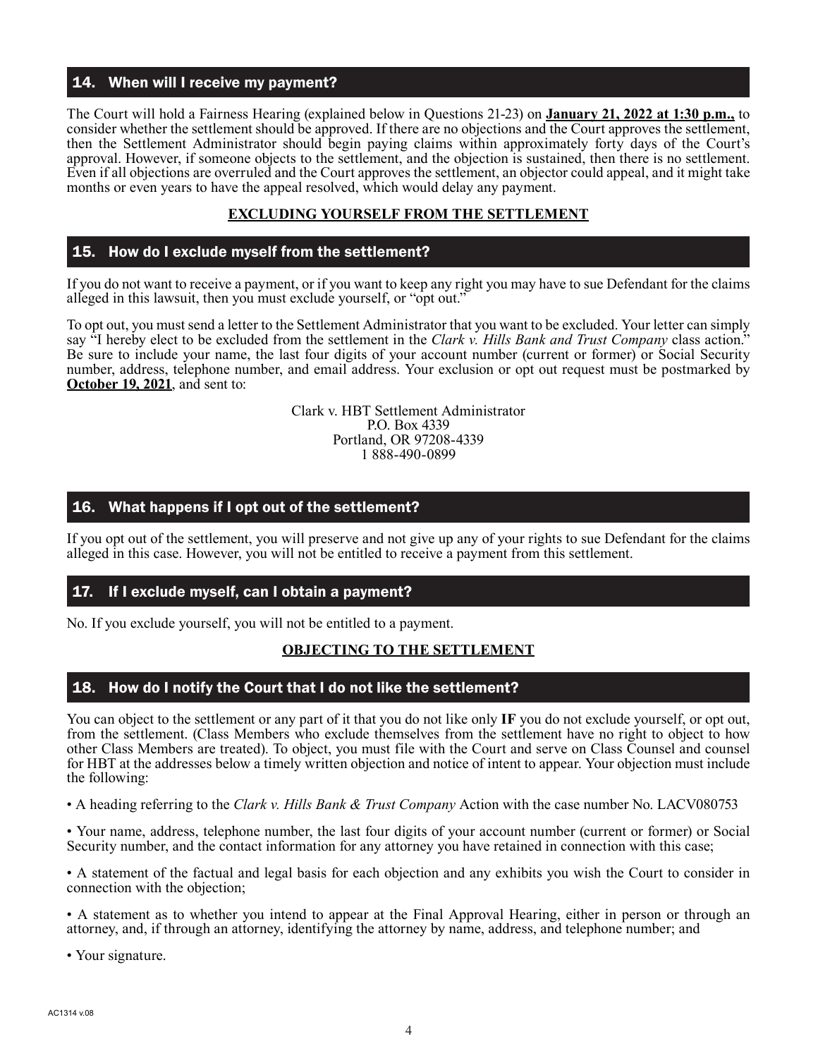## 14. When will I receive my payment?

The Court will hold a Fairness Hearing (explained below in Questions 21-23) on **January 21, 2022 at 1:30 p.m.,** to consider whether the settlement should be approved. If there are no objections and the Court approves the settlement, then the Settlement Administrator should begin paying claims within approximately forty days of the Court's approval. However, if someone objects to the settlement, and the objection is sustained, then there is no settlement. Even if all objections are overruled and the Court approves the settlement, an objector could appeal, and it might take months or even years to have the appeal resolved, which would delay any payment.

**EXCLUDING YOURSELF FROM THE SETTLEMENT**

## 15. How do I exclude myself from the settlement?

If you do not want to receive a payment, or if you want to keep any right you may have to sue Defendant for the claims alleged in this lawsuit, then you must exclude yourself, or "opt out."

To opt out, you must send a letter to the Settlement Administrator that you want to be excluded. Your letter can simply say "I hereby elect to be excluded from the settlement in the *Clark v. Hills Bank and Trust Company* class action." Be sure to include your name, the last four digits of your account number (current or former) or Social Security number, address, telephone number, and email address. Your exclusion or opt out request must be postmarked by **October 19, 2021**, and sent to:

Clark v. HBT Settlement Administrator
P.O. Box 4339
Portland, OR 97208-4339
1 888-490-0899

## 16. What happens if I opt out of the settlement?

If you opt out of the settlement, you will preserve and not give up any of your rights to sue Defendant for the claims alleged in this case. However, you will not be entitled to receive a payment from this settlement.

## 17. If I exclude myself, can I obtain a payment?

No. If you exclude yourself, you will not be entitled to a payment.

**OBJECTING TO THE SETTLEMENT**

## 18. How do I notify the Court that I do not like the settlement?

You can object to the settlement or any part of it that you do not like only **IF** you do not exclude yourself, or opt out, from the settlement. (Class Members who exclude themselves from the settlement have no right to object to how other Class Members are treated). To object, you must file with the Court and serve on Class Counsel and counsel for HBT at the addresses below a timely written objection and notice of intent to appear. Your objection must include the following:

- A heading referring to the *Clark v. Hills Bank & Trust Company* Action with the case number No. LACV080753
- Your name, address, telephone number, the last four digits of your account number (current or former) or Social Security number, and the contact information for any attorney you have retained in connection with this case;
- A statement of the factual and legal basis for each objection and any exhibits you wish the Court to consider in connection with the objection;
- A statement as to whether you intend to appear at the Final Approval Hearing, either in person or through an attorney, and, if through an attorney, identifying the attorney by name, address, and telephone number; and
- Your signature.

AC1314 v.08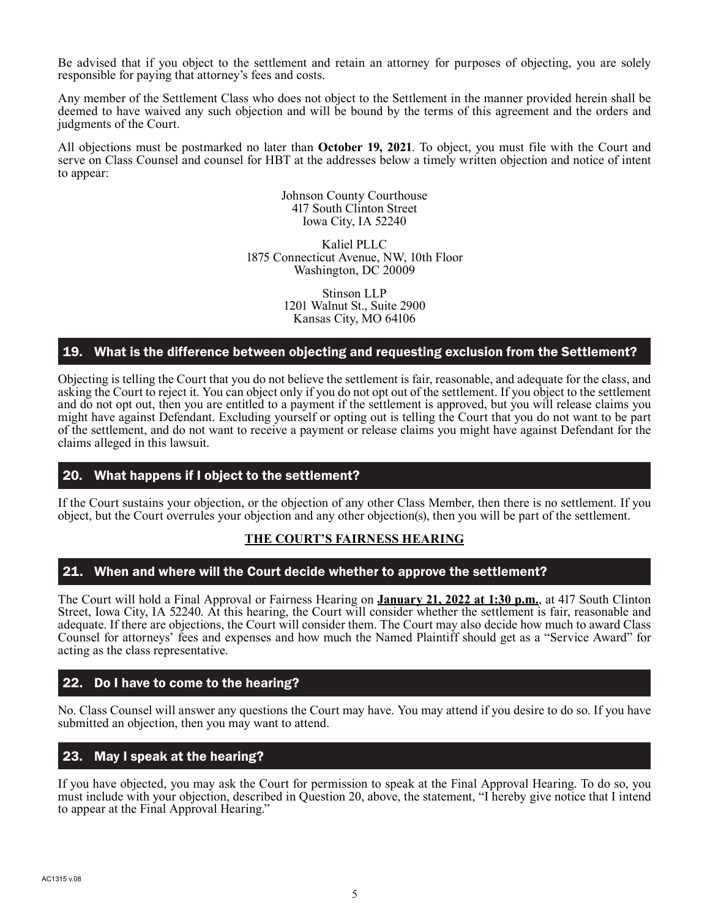Be advised that if you object to the settlement and retain an attorney for purposes of objecting, you are solely responsible for paying that attorney's fees and costs.

Any member of the Settlement Class who does not object to the Settlement in the manner provided herein shall be deemed to have waived any such objection and will be bound by the terms of this agreement and the orders and judgments of the Court.

All objections must be postmarked no later than **October 19, 2021**. To object, you must file with the Court and serve on Class Counsel and counsel for HBT at the addresses below a timely written objection and notice of intent to appear:

Johnson County Courthouse
417 South Clinton Street
Iowa City, IA 52240

Kaliel PLLC
1875 Connecticut Avenue, NW, 10th Floor
Washington, DC 20009

Stinson LLP
1201 Walnut St., Suite 2900
Kansas City, MO 64106

## 19. What is the difference between objecting and requesting exclusion from the Settlement?

Objecting is telling the Court that you do not believe the settlement is fair, reasonable, and adequate for the class, and asking the Court to reject it. You can object only if you do not opt out of the settlement. If you object to the settlement and do not opt out, then you are entitled to a payment if the settlement is approved, but you will release claims you might have against Defendant. Excluding yourself or opting out is telling the Court that you do not want to be part of the settlement, and do not want to receive a payment or release claims you might have against Defendant for the claims alleged in this lawsuit.

## 20. What happens if I object to the settlement?

If the Court sustains your objection, or the objection of any other Class Member, then there is no settlement. If you object, but the Court overrules your objection and any other objection(s), then you will be part of the settlement.

**THE COURT'S FAIRNESS HEARING**

## 21. When and where will the Court decide whether to approve the settlement?

The Court will hold a Final Approval or Fairness Hearing on **January 21, 2022 at 1:30 p.m.**, at 417 South Clinton Street, Iowa City, IA 52240. At this hearing, the Court will consider whether the settlement is fair, reasonable and adequate. If there are objections, the Court will consider them. The Court may also decide how much to award Class Counsel for attorneys' fees and expenses and how much the Named Plaintiff should get as a "Service Award" for acting as the class representative.

## 22. Do I have to come to the hearing?

No. Class Counsel will answer any questions the Court may have. You may attend if you desire to do so. If you have submitted an objection, then you may want to attend.

## 23. May I speak at the hearing?

If you have objected, you may ask the Court for permission to speak at the Final Approval Hearing. To do so, you must include with your objection, described in Question 20, above, the statement, "I hereby give notice that I intend to appear at the Final Approval Hearing."

AC1315 v.08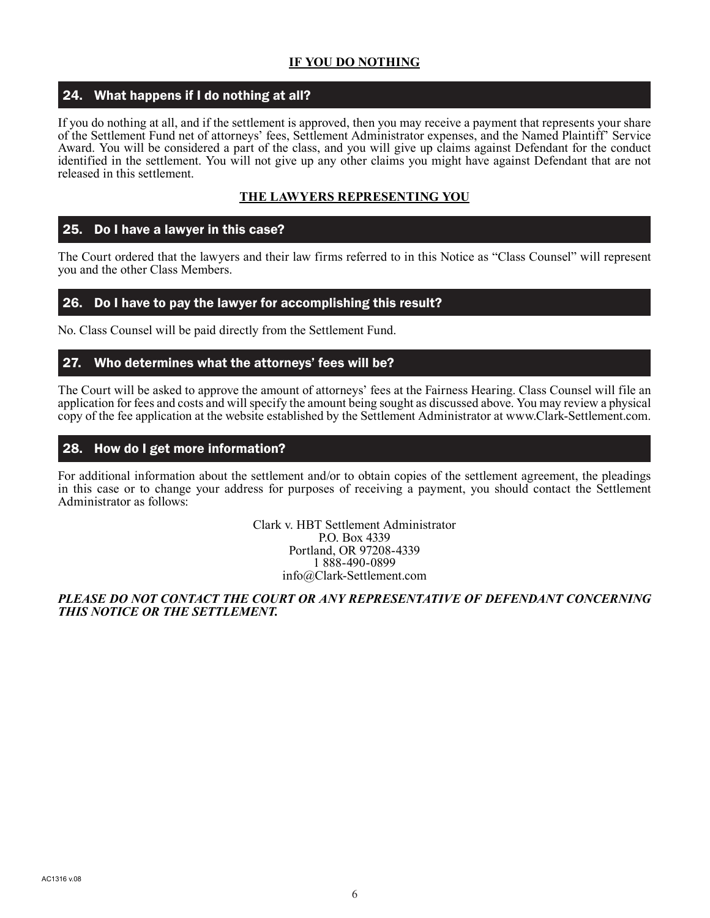**IF YOU DO NOTHING**

## 24. What happens if I do nothing at all?

If you do nothing at all, and if the settlement is approved, then you may receive a payment that represents your share of the Settlement Fund net of attorneys' fees, Settlement Administrator expenses, and the Named Plaintiff' Service Award. You will be considered a part of the class, and you will give up claims against Defendant for the conduct identified in the settlement. You will not give up any other claims you might have against Defendant that are not released in this settlement.

**THE LAWYERS REPRESENTING YOU**

## 25. Do I have a lawyer in this case?

The Court ordered that the lawyers and their law firms referred to in this Notice as "Class Counsel" will represent you and the other Class Members.

## 26. Do I have to pay the lawyer for accomplishing this result?

No. Class Counsel will be paid directly from the Settlement Fund.

## 27. Who determines what the attorneys' fees will be?

The Court will be asked to approve the amount of attorneys' fees at the Fairness Hearing. Class Counsel will file an application for fees and costs and will specify the amount being sought as discussed above. You may review a physical copy of the fee application at the website established by the Settlement Administrator at www.Clark-Settlement.com.

## 28. How do I get more information?

For additional information about the settlement and/or to obtain copies of the settlement agreement, the pleadings in this case or to change your address for purposes of receiving a payment, you should contact the Settlement Administrator as follows:

Clark v. HBT Settlement Administrator
P.O. Box 4339
Portland, OR 97208-4339
1 888-490-0899
info@Clark-Settlement.com

***PLEASE DO NOT CONTACT THE COURT OR ANY REPRESENTATIVE OF DEFENDANT CONCERNING THIS NOTICE OR THE SETTLEMENT.***

AC1316 v.08